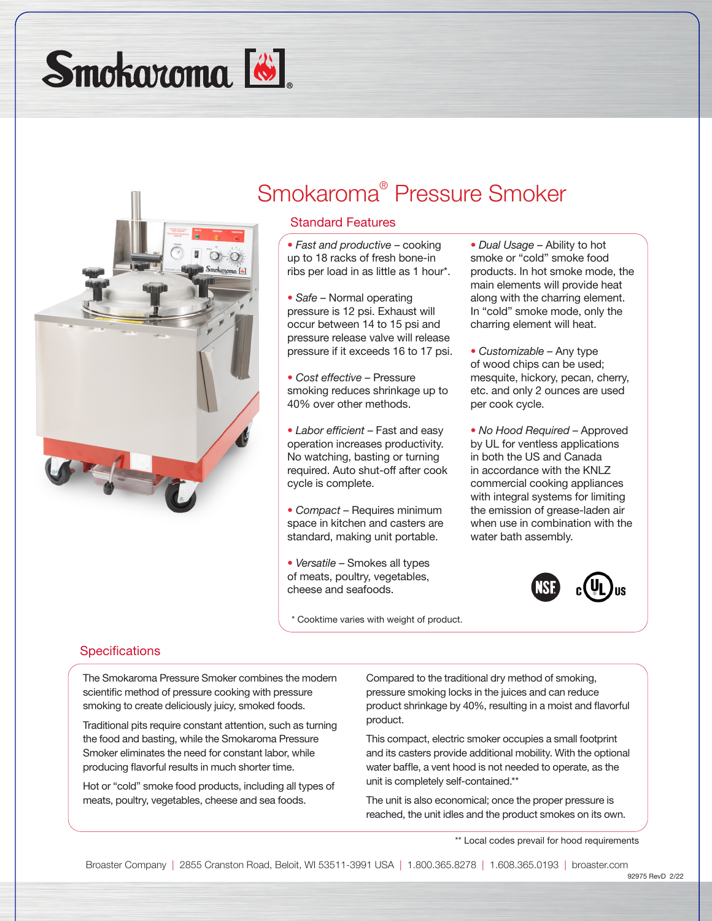# Smokaroma® Pressure Smoker

## Standard Features

- *Fast and productive* – cooking up to 18 racks of fresh bone-in ribs per load in as little as 1 hour*.
- *Safe* – Normal operating pressure is 12 psi. Exhaust will occur between 14 to 15 psi and pressure release valve will release pressure if it exceeds 16 to 17 psi.
- *Cost effective* – Pressure smoking reduces shrinkage up to 40% over other methods.
- *Labor efficient* – Fast and easy operation increases productivity. No watching, basting or turning required. Auto shut-off after cook cycle is complete.
- *Compact* – Requires minimum space in kitchen and casters are standard, making unit portable.
- *Versatile* – Smokes all types of meats, poultry, vegetables, cheese and seafoods.
- *Dual Usage* – Ability to hot smoke or "cold" smoke food products. In hot smoke mode, the main elements will provide heat along with the charring element. In "cold" smoke mode, only the charring element will heat.
- *Customizable* – Any type of wood chips can be used; mesquite, hickory, pecan, cherry, etc. and only 2 ounces are used per cook cycle.
- *No Hood Required* – Approved by UL for ventless applications in both the US and Canada in accordance with the KNLZ commercial cooking appliances with integral systems for limiting the emission of grease-laden air when use in combination with the water bath assembly.

\* Cooktime varies with weight of product.

## Specifications

The Smokaroma Pressure Smoker combines the modern scientific method of pressure cooking with pressure smoking to create deliciously juicy, smoked foods.

Traditional pits require constant attention, such as turning the food and basting, while the Smokaroma Pressure Smoker eliminates the need for constant labor, while producing flavorful results in much shorter time.

Hot or "cold" smoke food products, including all types of meats, poultry, vegetables, cheese and sea foods.

Compared to the traditional dry method of smoking, pressure smoking locks in the juices and can reduce product shrinkage by 40%, resulting in a moist and flavorful product.

This compact, electric smoker occupies a small footprint and its casters provide additional mobility. With the optional water baffle, a vent hood is not needed to operate, as the unit is completely self-contained.**

The unit is also economical; once the proper pressure is reached, the unit idles and the product smokes on its own.

\*\* Local codes prevail for hood requirements

Broaster Company | 2855 Cranston Road, Beloit, WI 53511-3991 USA | 1.800.365.8278 | 1.608.365.0193 | broaster.com

92975 RevD 2/22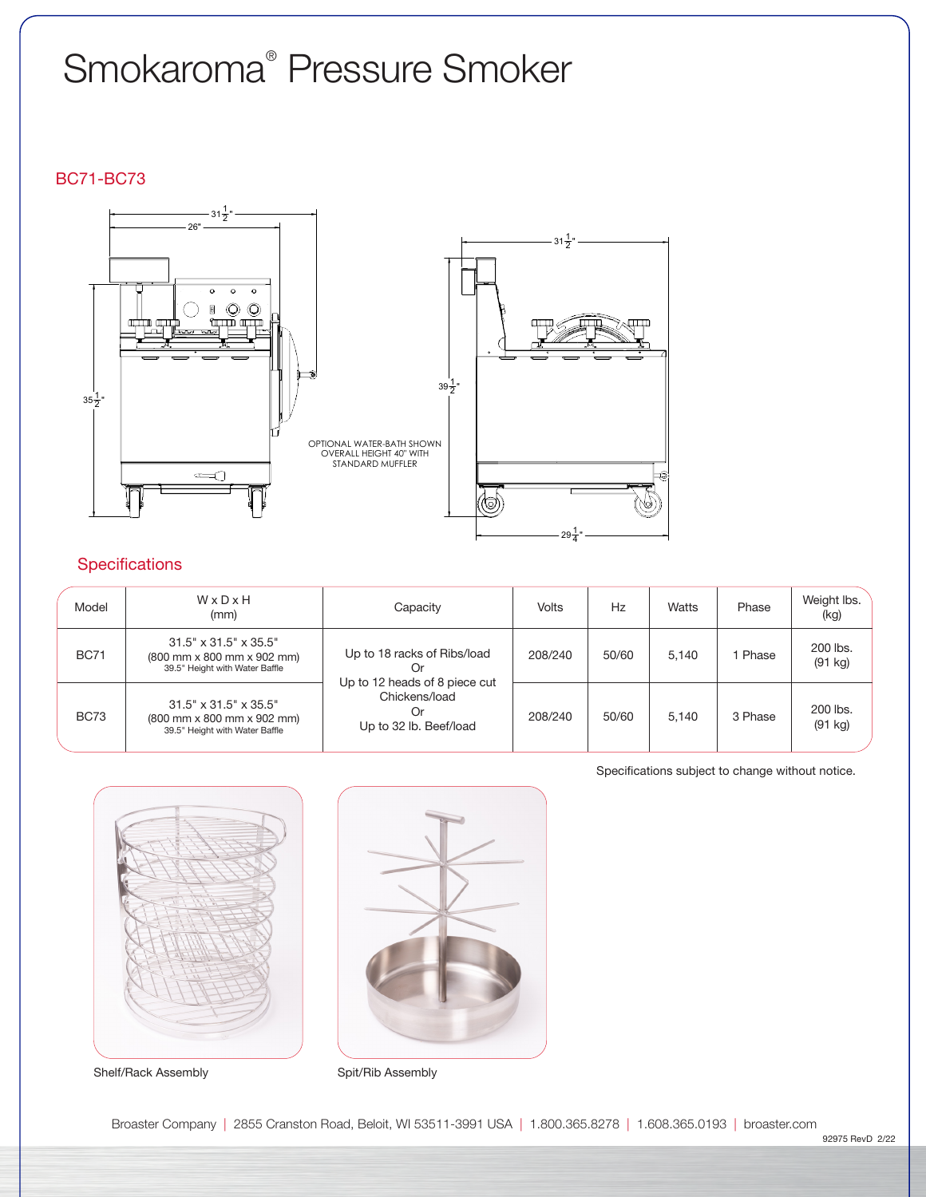# Smokaroma® Pressure Smoker

## BC71-BC73

31 1/2"

26"

35 1/2"

OPTIONAL WATER-BATH SHOWN
OVERALL HEIGHT 40" WITH
STANDARD MUFFLER

31 1/2"

39 1/2"

29 1/4"

## Specifications

| Model | W x D x H (mm) | Capacity | Volts | Hz | Watts | Phase | Weight lbs. (kg) |
|---|---|---|---|---|---|---|---|
| BC71 | 31.5" x 31.5" x 35.5" (800 mm x 800 mm x 902 mm) 39.5" Height with Water Baffle | Up to 18 racks of Ribs/load Or Up to 12 heads of 8 piece cut Chickens/load Or Up to 32 lb. Beef/load | 208/240 | 50/60 | 5,140 | 1 Phase | 200 lbs. (91 kg) |
| BC73 | 31.5" x 31.5" x 35.5" (800 mm x 800 mm x 902 mm) 39.5" Height with Water Baffle | | 208/240 | 50/60 | 5,140 | 3 Phase | 200 lbs. (91 kg) |

Specifications subject to change without notice.

Shelf/Rack Assembly

Spit/Rib Assembly

Broaster Company | 2855 Cranston Road, Beloit, WI 53511-3991 USA | 1.800.365.8278 | 1.608.365.0193 | broaster.com

92975 RevD 2/22